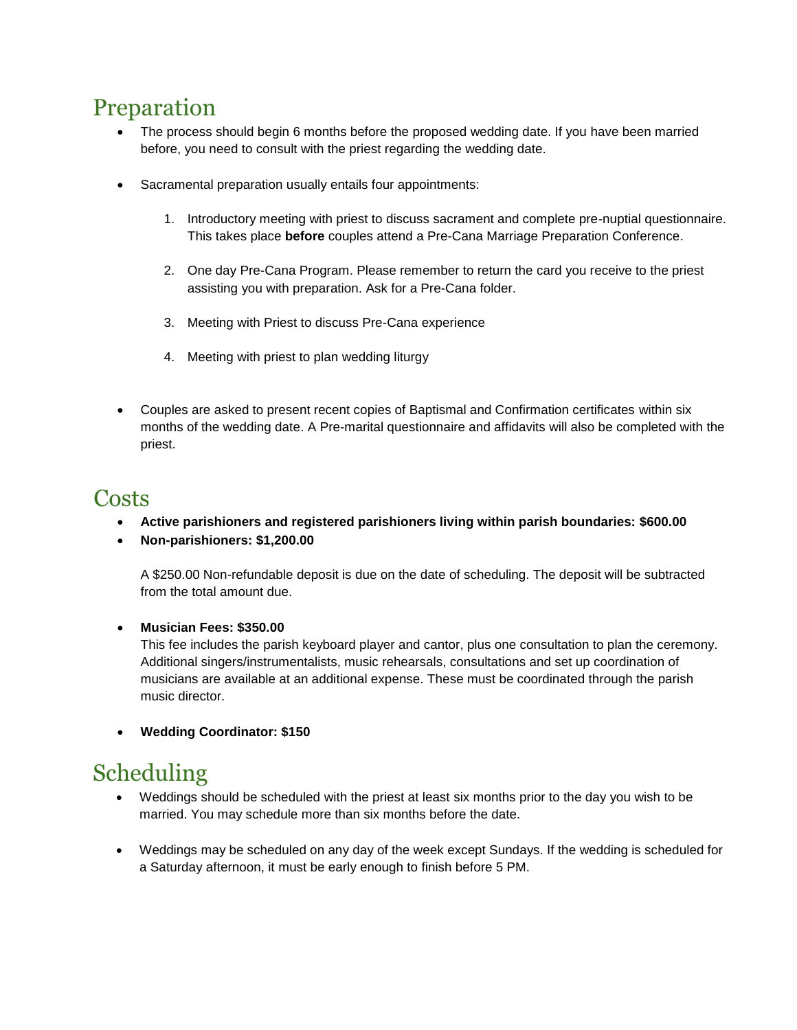## Preparation

- The process should begin 6 months before the proposed wedding date. If you have been married before, you need to consult with the priest regarding the wedding date.

- Sacramental preparation usually entails four appointments:

    1. Introductory meeting with priest to discuss sacrament and complete pre-nuptial questionnaire. This takes place **before** couples attend a Pre-Cana Marriage Preparation Conference.

    2. One day Pre-Cana Program. Please remember to return the card you receive to the priest assisting you with preparation. Ask for a Pre-Cana folder.

    3. Meeting with Priest to discuss Pre-Cana experience

    4. Meeting with priest to plan wedding liturgy

- Couples are asked to present recent copies of Baptismal and Confirmation certificates within six months of the wedding date. A Pre-marital questionnaire and affidavits will also be completed with the priest.

## Costs

- **Active parishioners and registered parishioners living within parish boundaries: $600.00**
- **Non-parishioners: $1,200.00**

  A $250.00 Non-refundable deposit is due on the date of scheduling. The deposit will be subtracted from the total amount due.

- **Musician Fees: $350.00**
  This fee includes the parish keyboard player and cantor, plus one consultation to plan the ceremony. Additional singers/instrumentalists, music rehearsals, consultations and set up coordination of musicians are available at an additional expense. These must be coordinated through the parish music director.

- **Wedding Coordinator: $150**

## Scheduling

- Weddings should be scheduled with the priest at least six months prior to the day you wish to be married. You may schedule more than six months before the date.

- Weddings may be scheduled on any day of the week except Sundays. If the wedding is scheduled for a Saturday afternoon, it must be early enough to finish before 5 PM.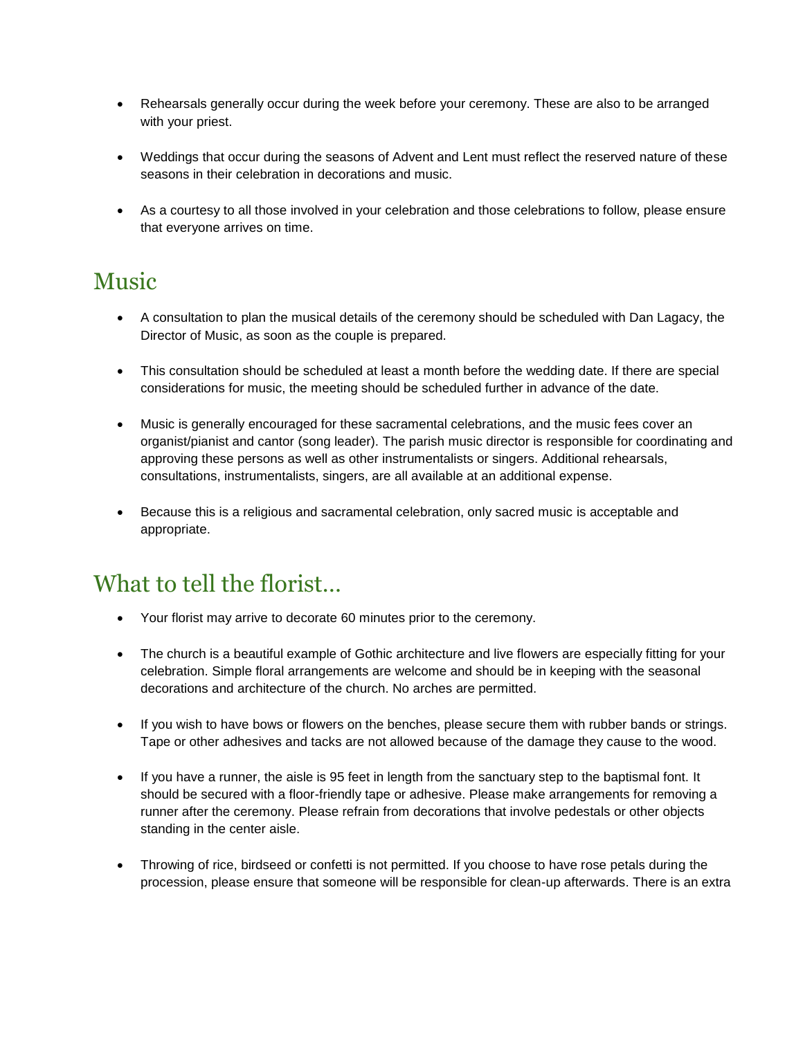- Rehearsals generally occur during the week before your ceremony. These are also to be arranged with your priest.

- Weddings that occur during the seasons of Advent and Lent must reflect the reserved nature of these seasons in their celebration in decorations and music.

- As a courtesy to all those involved in your celebration and those celebrations to follow, please ensure that everyone arrives on time.

## Music

- A consultation to plan the musical details of the ceremony should be scheduled with Dan Lagacy, the Director of Music, as soon as the couple is prepared.

- This consultation should be scheduled at least a month before the wedding date. If there are special considerations for music, the meeting should be scheduled further in advance of the date.

- Music is generally encouraged for these sacramental celebrations, and the music fees cover an organist/pianist and cantor (song leader). The parish music director is responsible for coordinating and approving these persons as well as other instrumentalists or singers. Additional rehearsals, consultations, instrumentalists, singers, are all available at an additional expense.

- Because this is a religious and sacramental celebration, only sacred music is acceptable and appropriate.

## What to tell the florist…

- Your florist may arrive to decorate 60 minutes prior to the ceremony.

- The church is a beautiful example of Gothic architecture and live flowers are especially fitting for your celebration. Simple floral arrangements are welcome and should be in keeping with the seasonal decorations and architecture of the church. No arches are permitted.

- If you wish to have bows or flowers on the benches, please secure them with rubber bands or strings. Tape or other adhesives and tacks are not allowed because of the damage they cause to the wood.

- If you have a runner, the aisle is 95 feet in length from the sanctuary step to the baptismal font. It should be secured with a floor-friendly tape or adhesive. Please make arrangements for removing a runner after the ceremony. Please refrain from decorations that involve pedestals or other objects standing in the center aisle.

- Throwing of rice, birdseed or confetti is not permitted. If you choose to have rose petals during the procession, please ensure that someone will be responsible for clean-up afterwards. There is an extra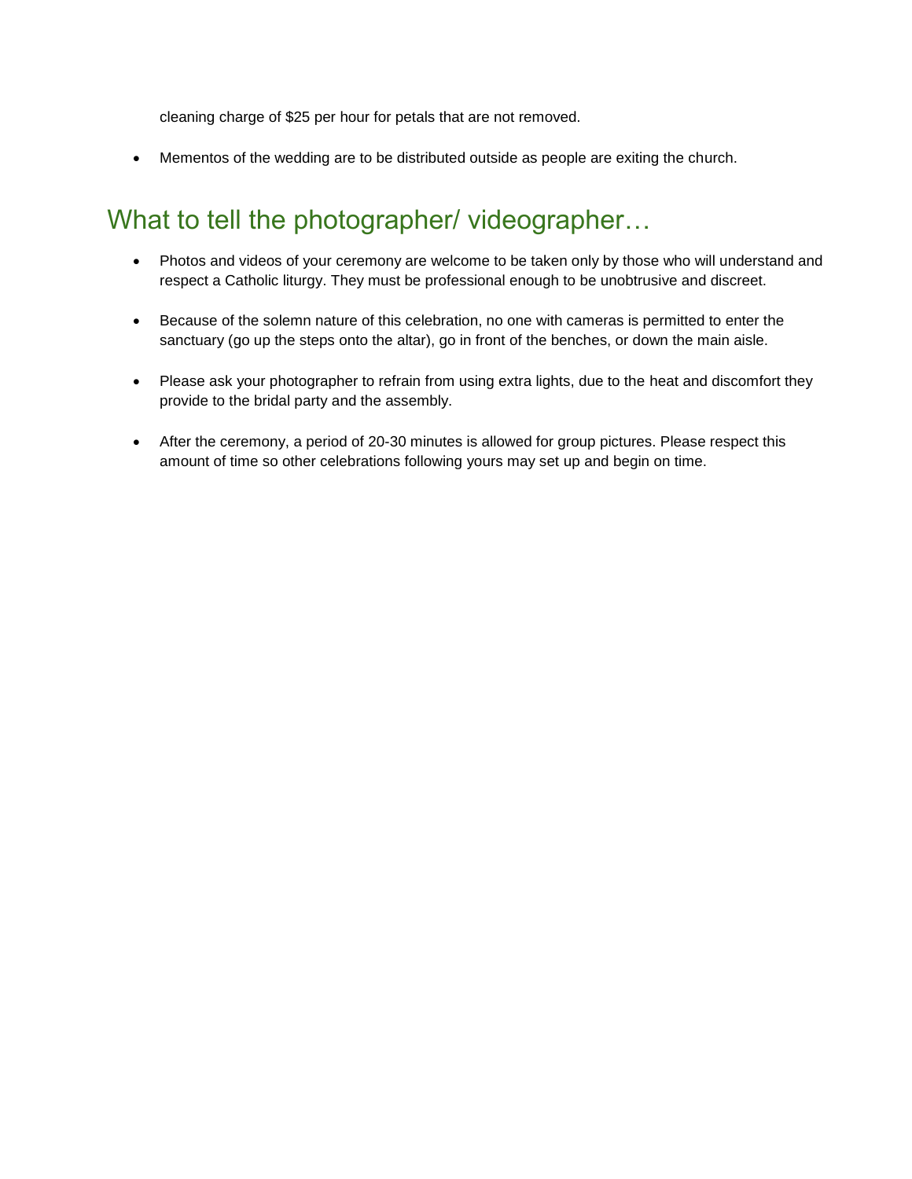cleaning charge of $25 per hour for petals that are not removed.

- Mementos of the wedding are to be distributed outside as people are exiting the church.

## What to tell the photographer/ videographer…

- Photos and videos of your ceremony are welcome to be taken only by those who will understand and respect a Catholic liturgy. They must be professional enough to be unobtrusive and discreet.

- Because of the solemn nature of this celebration, no one with cameras is permitted to enter the sanctuary (go up the steps onto the altar), go in front of the benches, or down the main aisle.

- Please ask your photographer to refrain from using extra lights, due to the heat and discomfort they provide to the bridal party and the assembly.

- After the ceremony, a period of 20-30 minutes is allowed for group pictures. Please respect this amount of time so other celebrations following yours may set up and begin on time.